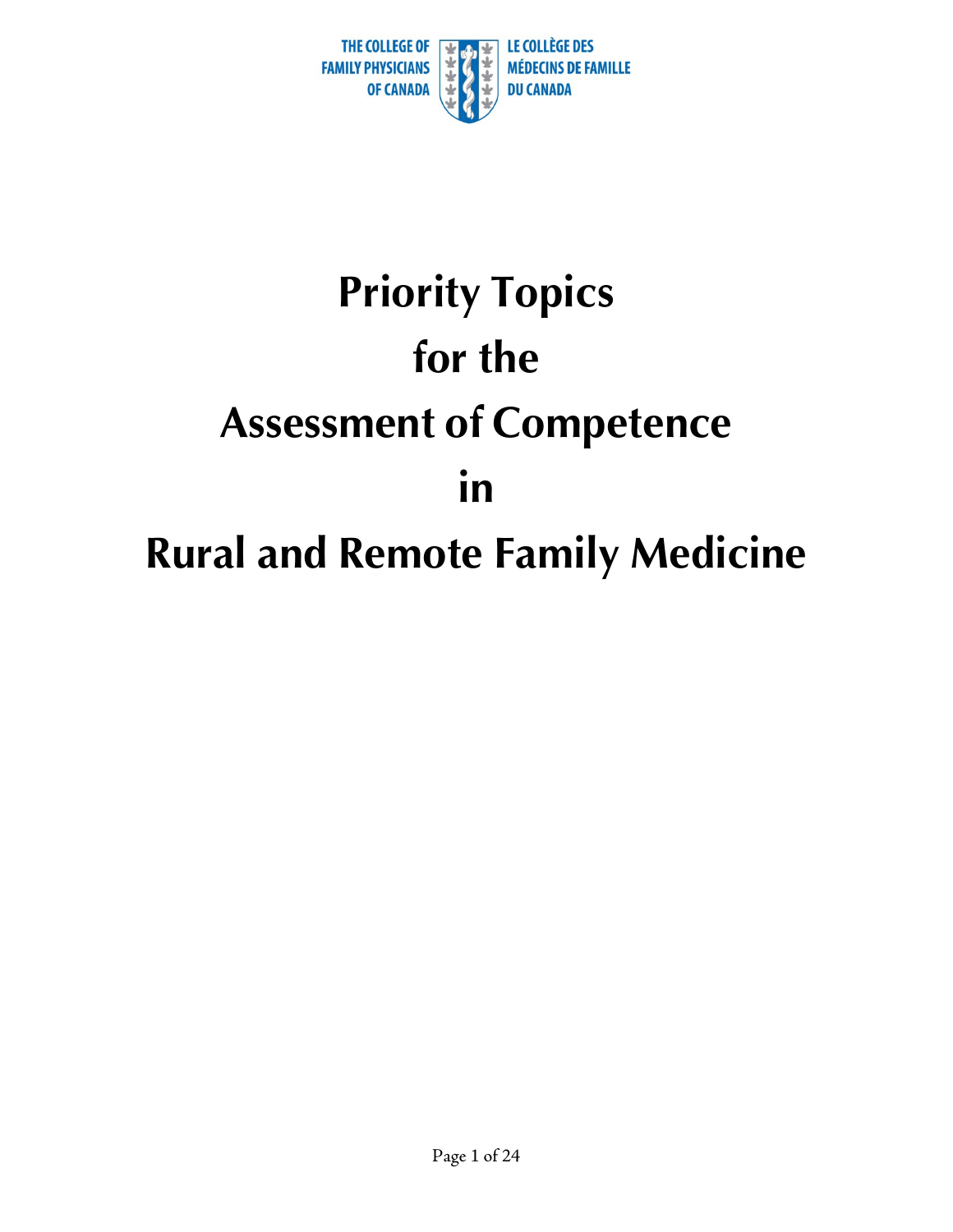THE COLLEGE OF FAMILY PHYSICIANS OF CANADA

LE COLLÈGE DES MÉDECINS DE FAMILLE DU CANADA

# Priority Topics for the Assessment of Competence in Rural and Remote Family Medicine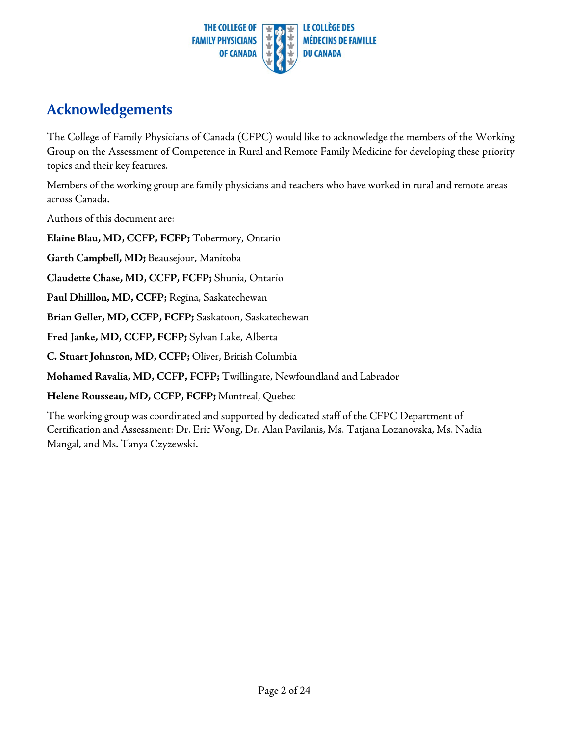## Acknowledgements

The College of Family Physicians of Canada (CFPC) would like to acknowledge the members of the Working Group on the Assessment of Competence in Rural and Remote Family Medicine for developing these priority topics and their key features.

Members of the working group are family physicians and teachers who have worked in rural and remote areas across Canada.

Authors of this document are:

**Elaine Blau, MD, CCFP, FCFP;** Tobermory, Ontario

**Garth Campbell, MD;** Beausejour, Manitoba

**Claudette Chase, MD, CCFP, FCFP;** Shunia, Ontario

**Paul Dhilllon, MD, CCFP;** Regina, Saskatechewan

**Brian Geller, MD, CCFP, FCFP;** Saskatoon, Saskatechewan

**Fred Janke, MD, CCFP, FCFP;** Sylvan Lake, Alberta

**C. Stuart Johnston, MD, CCFP;** Oliver, British Columbia

**Mohamed Ravalia, MD, CCFP, FCFP;** Twillingate, Newfoundland and Labrador

**Helene Rousseau, MD, CCFP, FCFP;** Montreal, Quebec

The working group was coordinated and supported by dedicated staff of the CFPC Department of Certification and Assessment: Dr. Eric Wong, Dr. Alan Pavilanis, Ms. Tatjana Lozanovska, Ms. Nadia Mangal, and Ms. Tanya Czyzewski.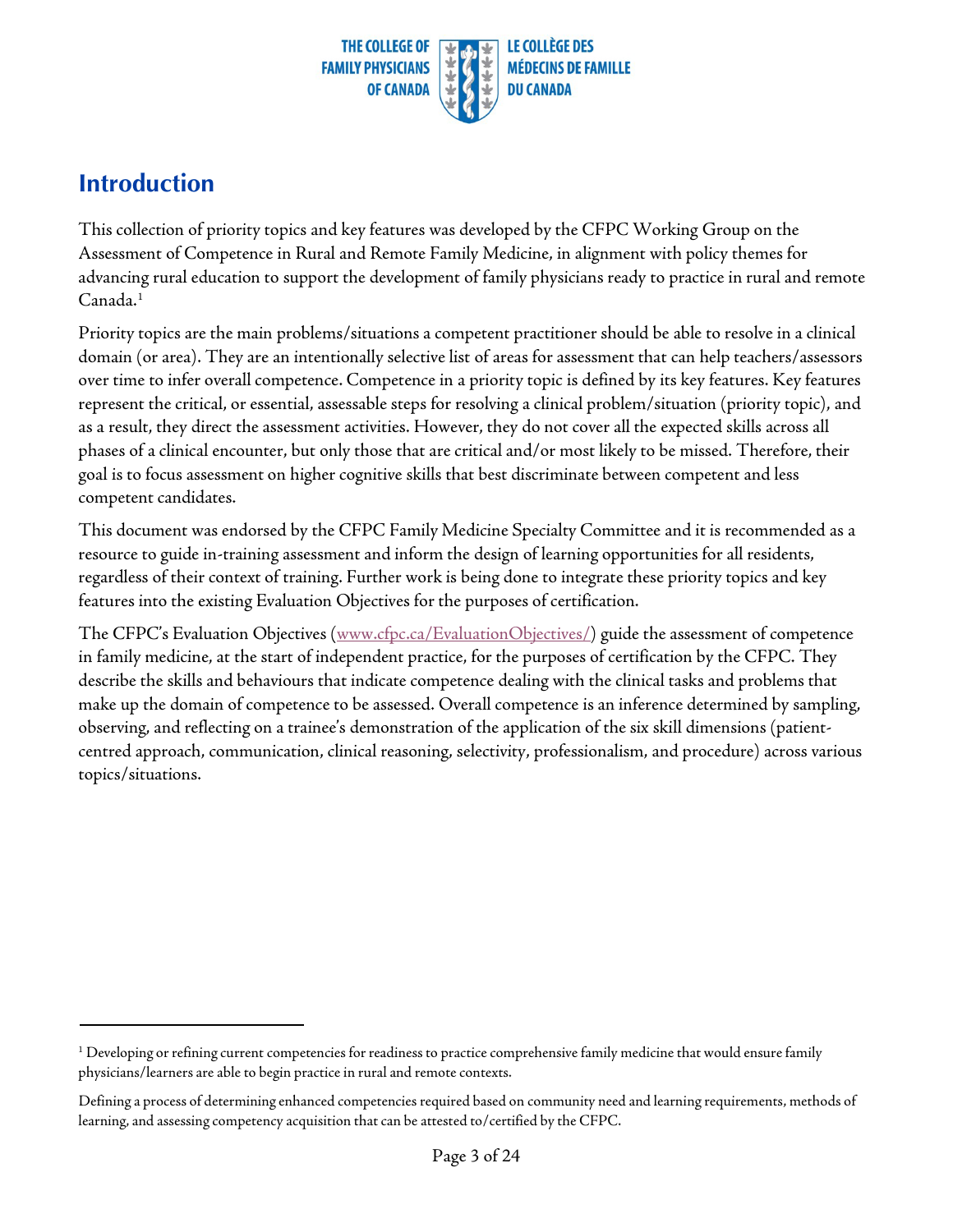# Introduction

This collection of priority topics and key features was developed by the CFPC Working Group on the Assessment of Competence in Rural and Remote Family Medicine, in alignment with policy themes for advancing rural education to support the development of family physicians ready to practice in rural and remote Canada.[1]

Priority topics are the main problems/situations a competent practitioner should be able to resolve in a clinical domain (or area). They are an intentionally selective list of areas for assessment that can help teachers/assessors over time to infer overall competence. Competence in a priority topic is defined by its key features. Key features represent the critical, or essential, assessable steps for resolving a clinical problem/situation (priority topic), and as a result, they direct the assessment activities. However, they do not cover all the expected skills across all phases of a clinical encounter, but only those that are critical and/or most likely to be missed. Therefore, their goal is to focus assessment on higher cognitive skills that best discriminate between competent and less competent candidates.

This document was endorsed by the CFPC Family Medicine Specialty Committee and it is recommended as a resource to guide in-training assessment and inform the design of learning opportunities for all residents, regardless of their context of training. Further work is being done to integrate these priority topics and key features into the existing Evaluation Objectives for the purposes of certification.

The CFPC's Evaluation Objectives (www.cfpc.ca/EvaluationObjectives/) guide the assessment of competence in family medicine, at the start of independent practice, for the purposes of certification by the CFPC. They describe the skills and behaviours that indicate competence dealing with the clinical tasks and problems that make up the domain of competence to be assessed. Overall competence is an inference determined by sampling, observing, and reflecting on a trainee's demonstration of the application of the six skill dimensions (patient-centred approach, communication, clinical reasoning, selectivity, professionalism, and procedure) across various topics/situations.

---

[1] Developing or refining current competencies for readiness to practice comprehensive family medicine that would ensure family physicians/learners are able to begin practice in rural and remote contexts.

Defining a process of determining enhanced competencies required based on community need and learning requirements, methods of learning, and assessing competency acquisition that can be attested to/certified by the CFPC.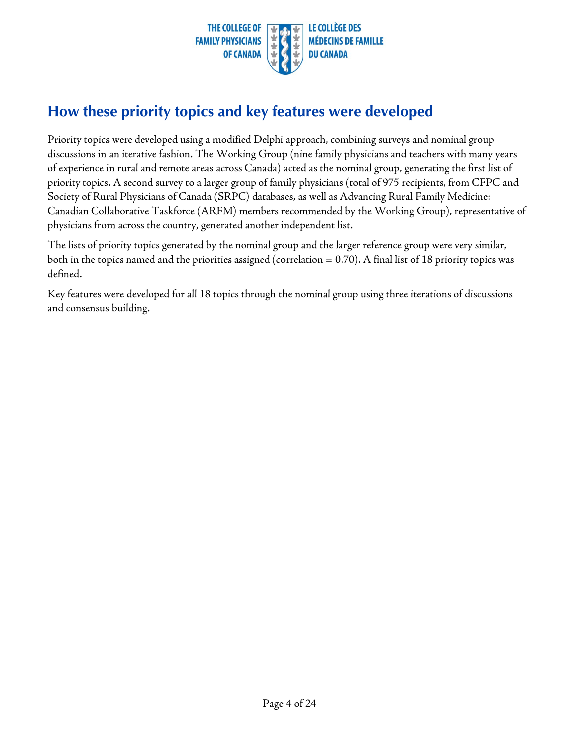## How these priority topics and key features were developed

Priority topics were developed using a modified Delphi approach, combining surveys and nominal group discussions in an iterative fashion. The Working Group (nine family physicians and teachers with many years of experience in rural and remote areas across Canada) acted as the nominal group, generating the first list of priority topics. A second survey to a larger group of family physicians (total of 975 recipients, from CFPC and Society of Rural Physicians of Canada (SRPC) databases, as well as Advancing Rural Family Medicine: Canadian Collaborative Taskforce (ARFM) members recommended by the Working Group), representative of physicians from across the country, generated another independent list.

The lists of priority topics generated by the nominal group and the larger reference group were very similar, both in the topics named and the priorities assigned (correlation = 0.70). A final list of 18 priority topics was defined.

Key features were developed for all 18 topics through the nominal group using three iterations of discussions and consensus building.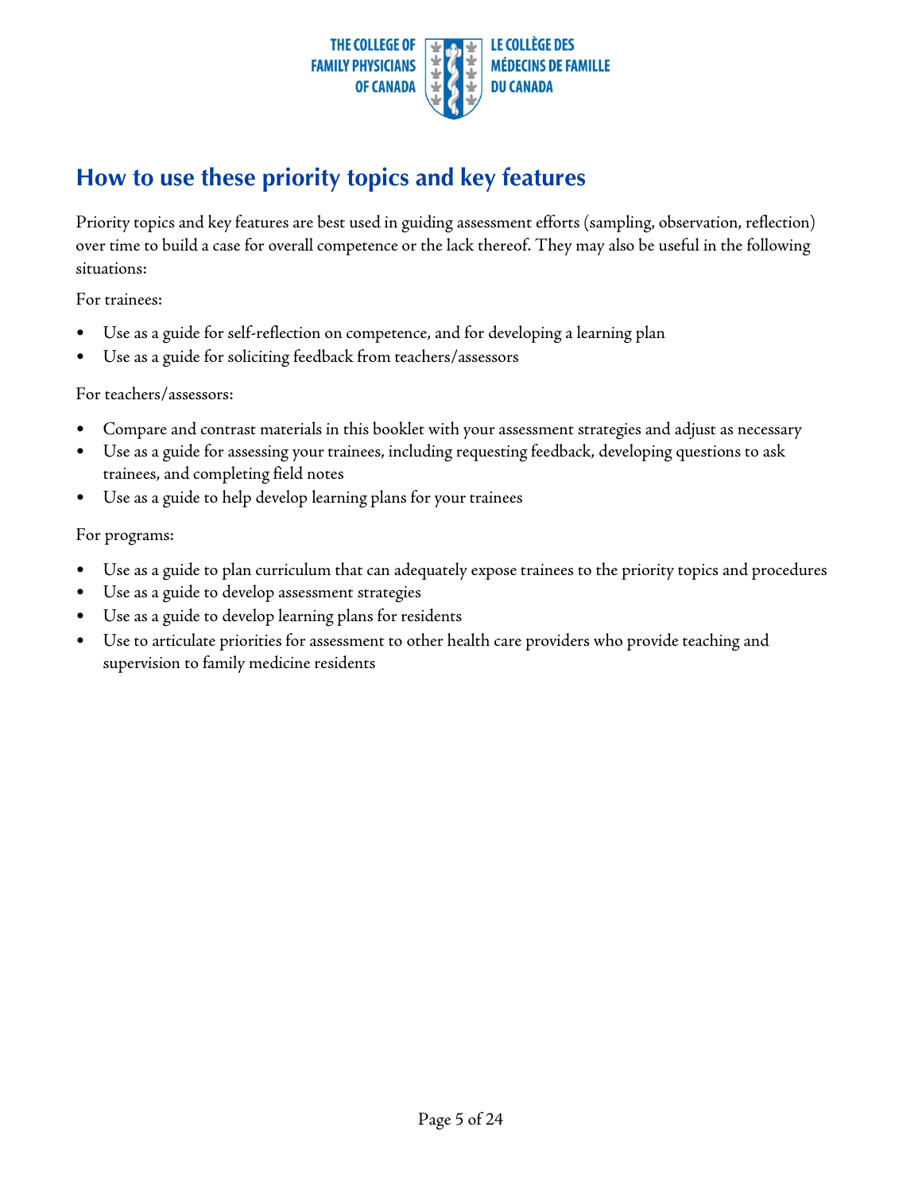## How to use these priority topics and key features

Priority topics and key features are best used in guiding assessment efforts (sampling, observation, reflection) over time to build a case for overall competence or the lack thereof. They may also be useful in the following situations:

For trainees:

- Use as a guide for self-reflection on competence, and for developing a learning plan
- Use as a guide for soliciting feedback from teachers/assessors

For teachers/assessors:

- Compare and contrast materials in this booklet with your assessment strategies and adjust as necessary
- Use as a guide for assessing your trainees, including requesting feedback, developing questions to ask trainees, and completing field notes
- Use as a guide to help develop learning plans for your trainees

For programs:

- Use as a guide to plan curriculum that can adequately expose trainees to the priority topics and procedures
- Use as a guide to develop assessment strategies
- Use as a guide to develop learning plans for residents
- Use to articulate priorities for assessment to other health care providers who provide teaching and supervision to family medicine residents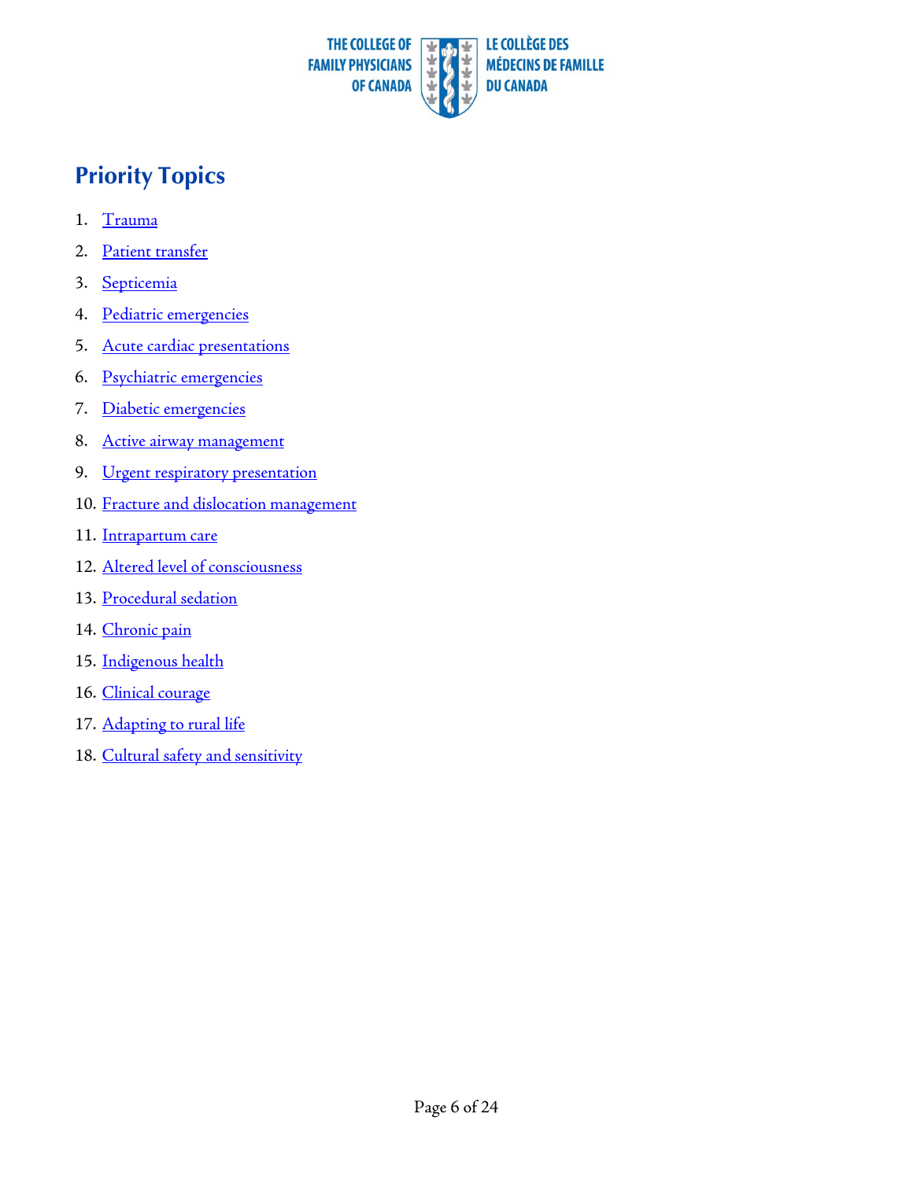## Priority Topics

1. Trauma
2. Patient transfer
3. Septicemia
4. Pediatric emergencies
5. Acute cardiac presentations
6. Psychiatric emergencies
7. Diabetic emergencies
8. Active airway management
9. Urgent respiratory presentation
10. Fracture and dislocation management
11. Intrapartum care
12. Altered level of consciousness
13. Procedural sedation
14. Chronic pain
15. Indigenous health
16. Clinical courage
17. Adapting to rural life
18. Cultural safety and sensitivity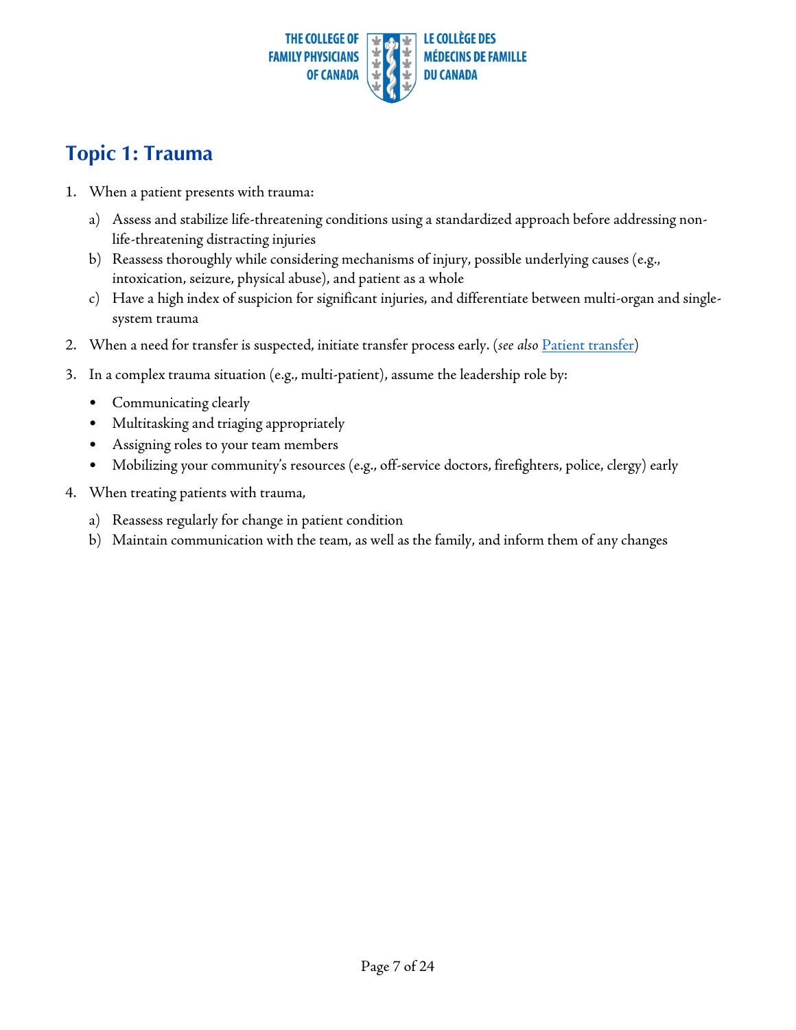## Topic 1: Trauma

1. When a patient presents with trauma:
   a) Assess and stabilize life-threatening conditions using a standardized approach before addressing non-life-threatening distracting injuries
   b) Reassess thoroughly while considering mechanisms of injury, possible underlying causes (e.g., intoxication, seizure, physical abuse), and patient as a whole
   c) Have a high index of suspicion for significant injuries, and differentiate between multi-organ and single-system trauma
2. When a need for transfer is suspected, initiate transfer process early. (*see also* Patient transfer)
3. In a complex trauma situation (e.g., multi-patient), assume the leadership role by:
   - Communicating clearly
   - Multitasking and triaging appropriately
   - Assigning roles to your team members
   - Mobilizing your community's resources (e.g., off-service doctors, firefighters, police, clergy) early
4. When treating patients with trauma,
   a) Reassess regularly for change in patient condition
   b) Maintain communication with the team, as well as the family, and inform them of any changes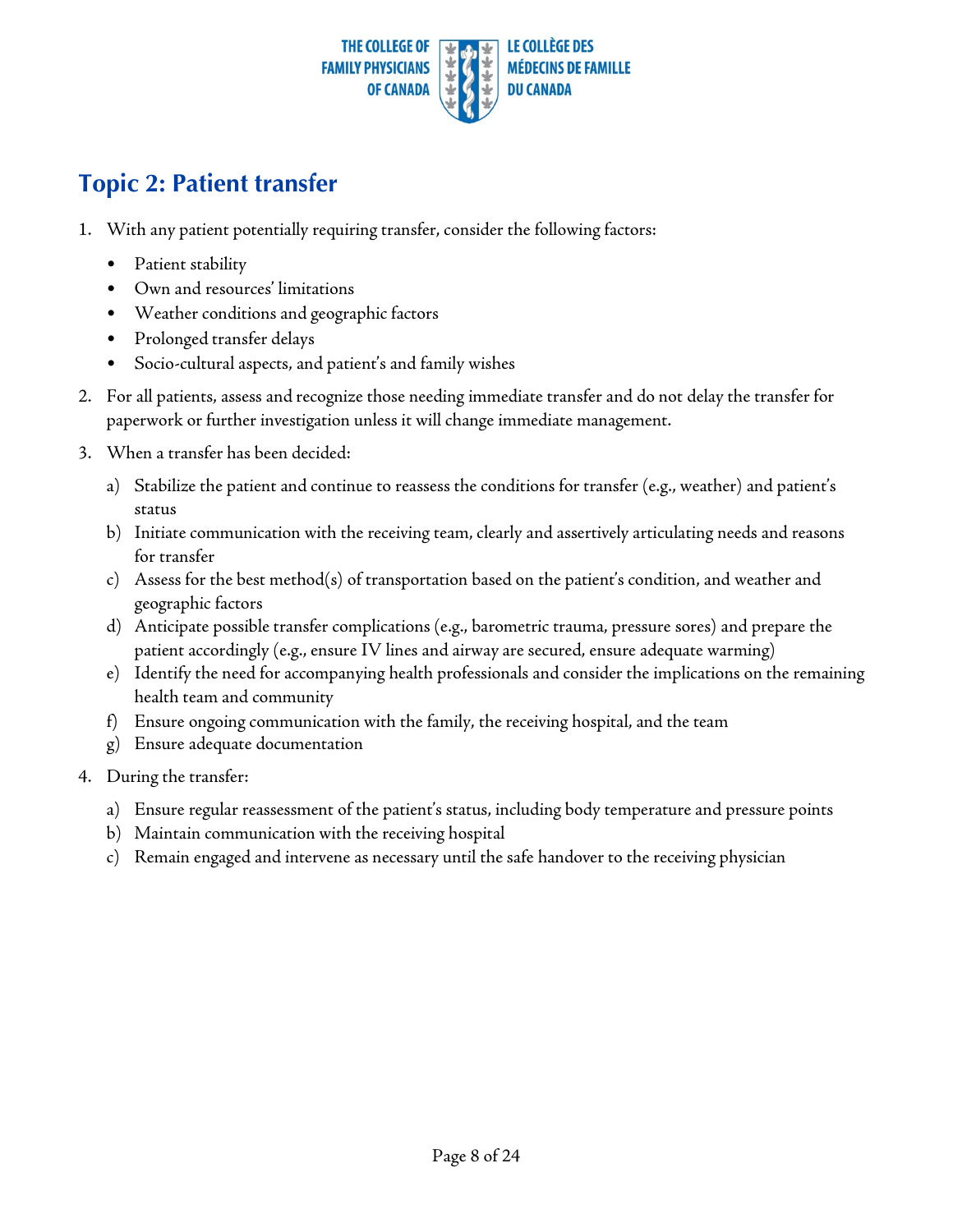## Topic 2: Patient transfer

1. With any patient potentially requiring transfer, consider the following factors:
   - Patient stability
   - Own and resources' limitations
   - Weather conditions and geographic factors
   - Prolonged transfer delays
   - Socio-cultural aspects, and patient's and family wishes
2. For all patients, assess and recognize those needing immediate transfer and do not delay the transfer for paperwork or further investigation unless it will change immediate management.
3. When a transfer has been decided:
   a) Stabilize the patient and continue to reassess the conditions for transfer (e.g., weather) and patient's status
   b) Initiate communication with the receiving team, clearly and assertively articulating needs and reasons for transfer
   c) Assess for the best method(s) of transportation based on the patient's condition, and weather and geographic factors
   d) Anticipate possible transfer complications (e.g., barometric trauma, pressure sores) and prepare the patient accordingly (e.g., ensure IV lines and airway are secured, ensure adequate warming)
   e) Identify the need for accompanying health professionals and consider the implications on the remaining health team and community
   f) Ensure ongoing communication with the family, the receiving hospital, and the team
   g) Ensure adequate documentation
4. During the transfer:
   a) Ensure regular reassessment of the patient's status, including body temperature and pressure points
   b) Maintain communication with the receiving hospital
   c) Remain engaged and intervene as necessary until the safe handover to the receiving physician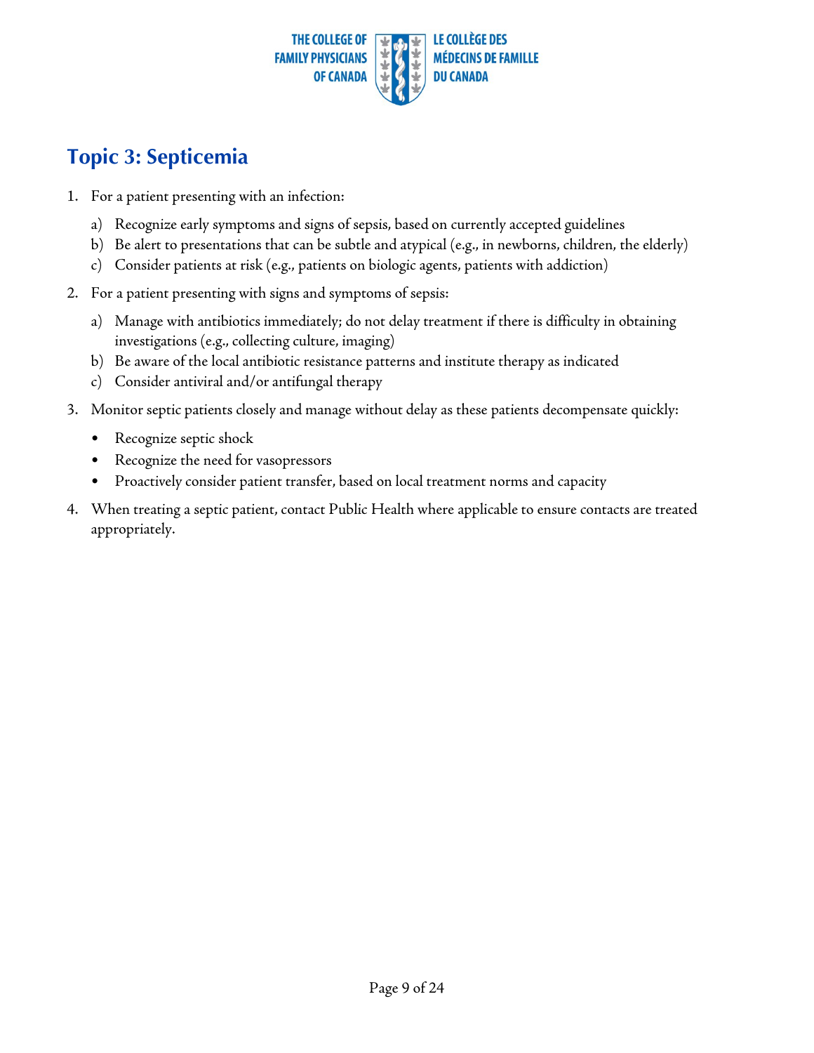# Topic 3: Septicemia

1. For a patient presenting with an infection:
   a) Recognize early symptoms and signs of sepsis, based on currently accepted guidelines
   b) Be alert to presentations that can be subtle and atypical (e.g., in newborns, children, the elderly)
   c) Consider patients at risk (e.g., patients on biologic agents, patients with addiction)
2. For a patient presenting with signs and symptoms of sepsis:
   a) Manage with antibiotics immediately; do not delay treatment if there is difficulty in obtaining investigations (e.g., collecting culture, imaging)
   b) Be aware of the local antibiotic resistance patterns and institute therapy as indicated
   c) Consider antiviral and/or antifungal therapy
3. Monitor septic patients closely and manage without delay as these patients decompensate quickly:
   - Recognize septic shock
   - Recognize the need for vasopressors
   - Proactively consider patient transfer, based on local treatment norms and capacity
4. When treating a septic patient, contact Public Health where applicable to ensure contacts are treated appropriately.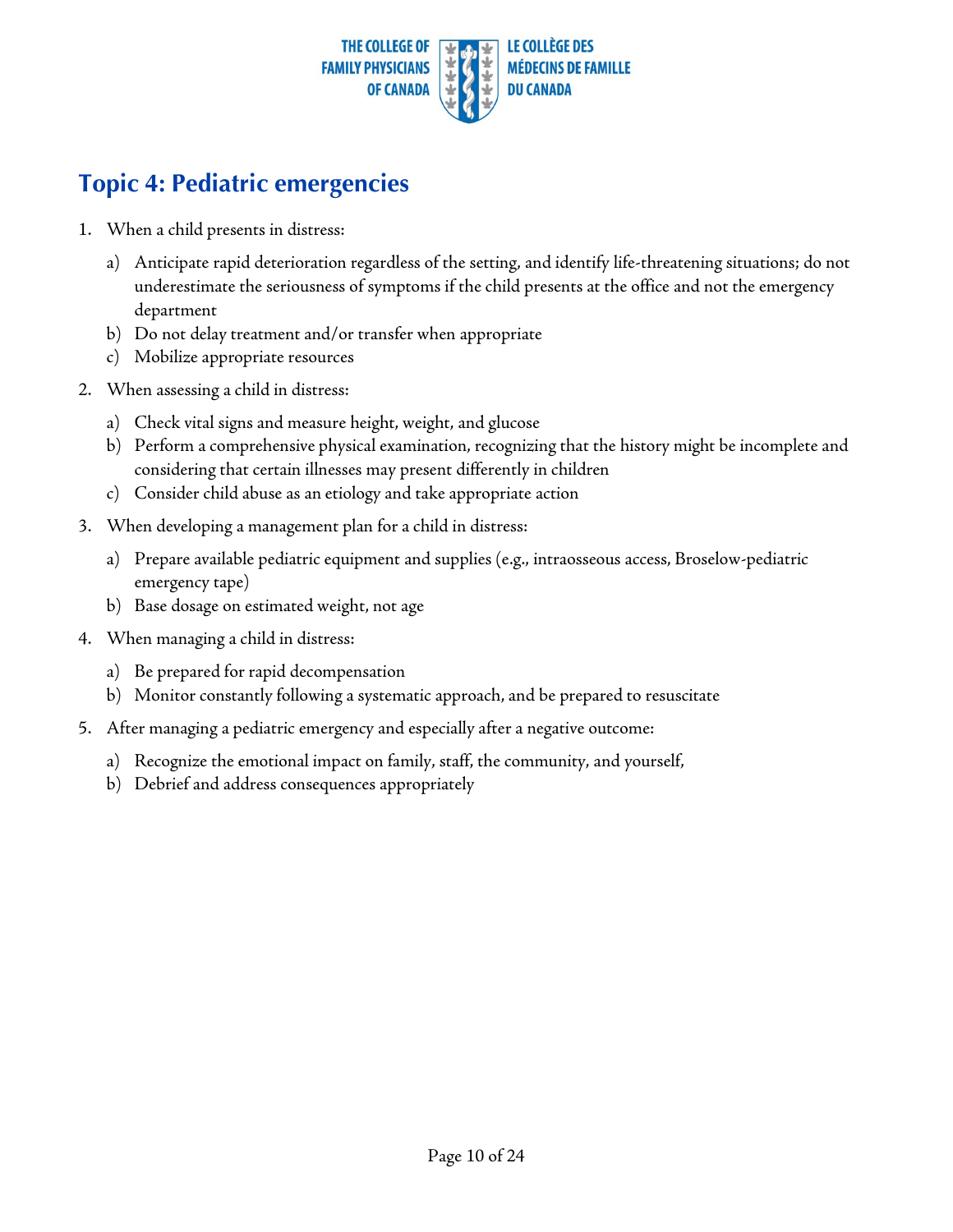## Topic 4: Pediatric emergencies

1. When a child presents in distress:
   a) Anticipate rapid deterioration regardless of the setting, and identify life-threatening situations; do not underestimate the seriousness of symptoms if the child presents at the office and not the emergency department
   b) Do not delay treatment and/or transfer when appropriate
   c) Mobilize appropriate resources
2. When assessing a child in distress:
   a) Check vital signs and measure height, weight, and glucose
   b) Perform a comprehensive physical examination, recognizing that the history might be incomplete and considering that certain illnesses may present differently in children
   c) Consider child abuse as an etiology and take appropriate action
3. When developing a management plan for a child in distress:
   a) Prepare available pediatric equipment and supplies (e.g., intraosseous access, Broselow-pediatric emergency tape)
   b) Base dosage on estimated weight, not age
4. When managing a child in distress:
   a) Be prepared for rapid decompensation
   b) Monitor constantly following a systematic approach, and be prepared to resuscitate
5. After managing a pediatric emergency and especially after a negative outcome:
   a) Recognize the emotional impact on family, staff, the community, and yourself,
   b) Debrief and address consequences appropriately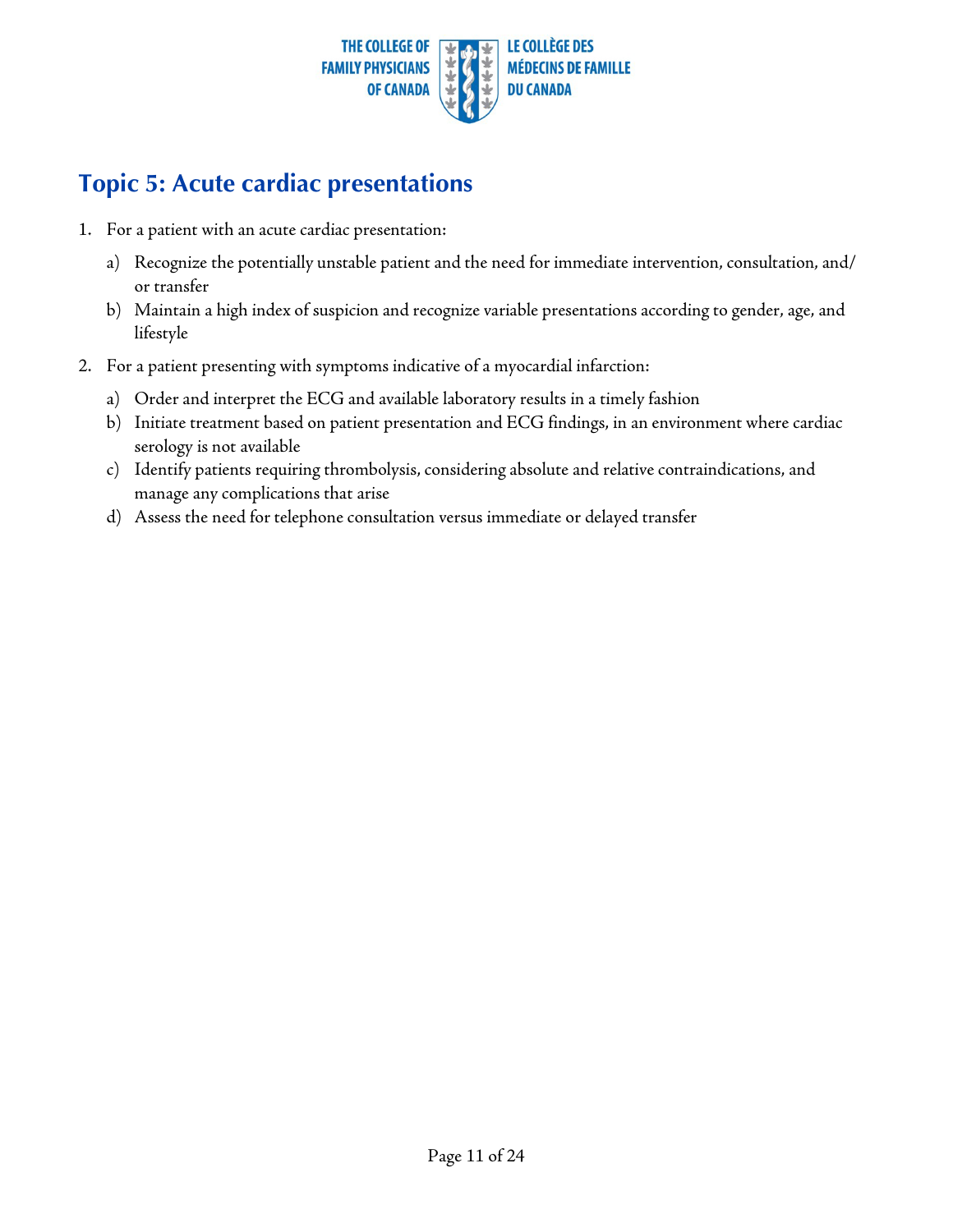## Topic 5: Acute cardiac presentations

1. For a patient with an acute cardiac presentation:
   a) Recognize the potentially unstable patient and the need for immediate intervention, consultation, and/or transfer
   b) Maintain a high index of suspicion and recognize variable presentations according to gender, age, and lifestyle
2. For a patient presenting with symptoms indicative of a myocardial infarction:
   a) Order and interpret the ECG and available laboratory results in a timely fashion
   b) Initiate treatment based on patient presentation and ECG findings, in an environment where cardiac serology is not available
   c) Identify patients requiring thrombolysis, considering absolute and relative contraindications, and manage any complications that arise
   d) Assess the need for telephone consultation versus immediate or delayed transfer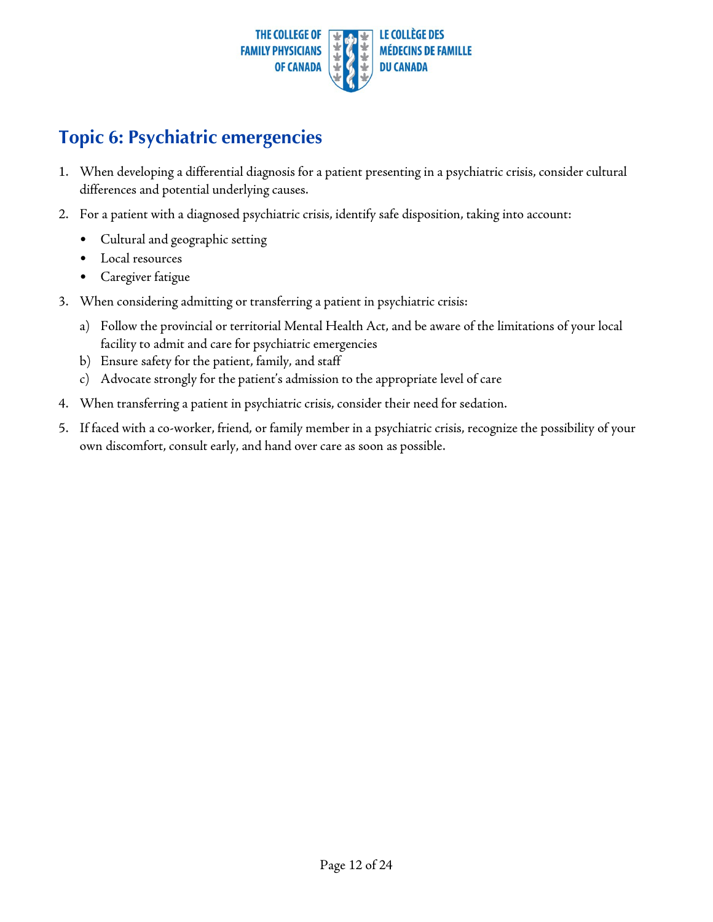# Topic 6: Psychiatric emergencies

1. When developing a differential diagnosis for a patient presenting in a psychiatric crisis, consider cultural differences and potential underlying causes.
2. For a patient with a diagnosed psychiatric crisis, identify safe disposition, taking into account:
   - Cultural and geographic setting
   - Local resources
   - Caregiver fatigue
3. When considering admitting or transferring a patient in psychiatric crisis:
   a) Follow the provincial or territorial Mental Health Act, and be aware of the limitations of your local facility to admit and care for psychiatric emergencies
   b) Ensure safety for the patient, family, and staff
   c) Advocate strongly for the patient's admission to the appropriate level of care
4. When transferring a patient in psychiatric crisis, consider their need for sedation.
5. If faced with a co-worker, friend, or family member in a psychiatric crisis, recognize the possibility of your own discomfort, consult early, and hand over care as soon as possible.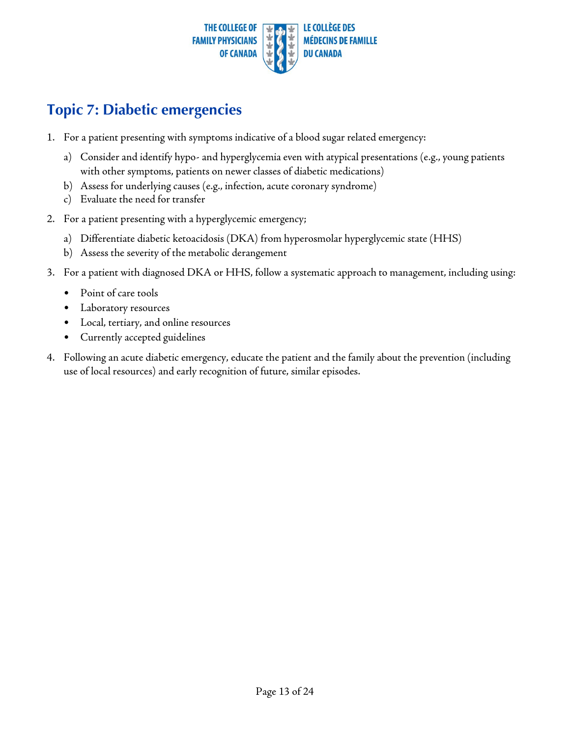# Topic 7: Diabetic emergencies

1. For a patient presenting with symptoms indicative of a blood sugar related emergency:
   a) Consider and identify hypo- and hyperglycemia even with atypical presentations (e.g., young patients with other symptoms, patients on newer classes of diabetic medications)
   b) Assess for underlying causes (e.g., infection, acute coronary syndrome)
   c) Evaluate the need for transfer
2. For a patient presenting with a hyperglycemic emergency;
   a) Differentiate diabetic ketoacidosis (DKA) from hyperosmolar hyperglycemic state (HHS)
   b) Assess the severity of the metabolic derangement
3. For a patient with diagnosed DKA or HHS, follow a systematic approach to management, including using:
   - Point of care tools
   - Laboratory resources
   - Local, tertiary, and online resources
   - Currently accepted guidelines
4. Following an acute diabetic emergency, educate the patient and the family about the prevention (including use of local resources) and early recognition of future, similar episodes.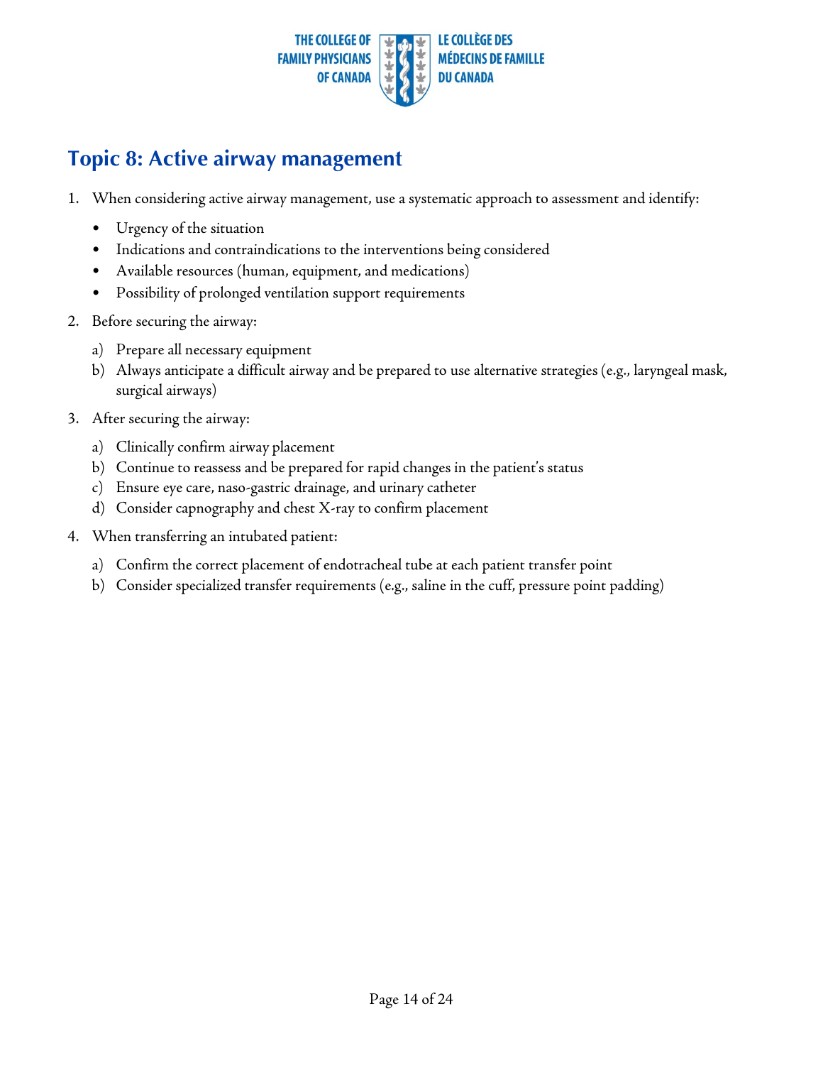## Topic 8: Active airway management

1. When considering active airway management, use a systematic approach to assessment and identify:
   - Urgency of the situation
   - Indications and contraindications to the interventions being considered
   - Available resources (human, equipment, and medications)
   - Possibility of prolonged ventilation support requirements
2. Before securing the airway:
   a) Prepare all necessary equipment
   b) Always anticipate a difficult airway and be prepared to use alternative strategies (e.g., laryngeal mask, surgical airways)
3. After securing the airway:
   a) Clinically confirm airway placement
   b) Continue to reassess and be prepared for rapid changes in the patient's status
   c) Ensure eye care, naso-gastric drainage, and urinary catheter
   d) Consider capnography and chest X-ray to confirm placement
4. When transferring an intubated patient:
   a) Confirm the correct placement of endotracheal tube at each patient transfer point
   b) Consider specialized transfer requirements (e.g., saline in the cuff, pressure point padding)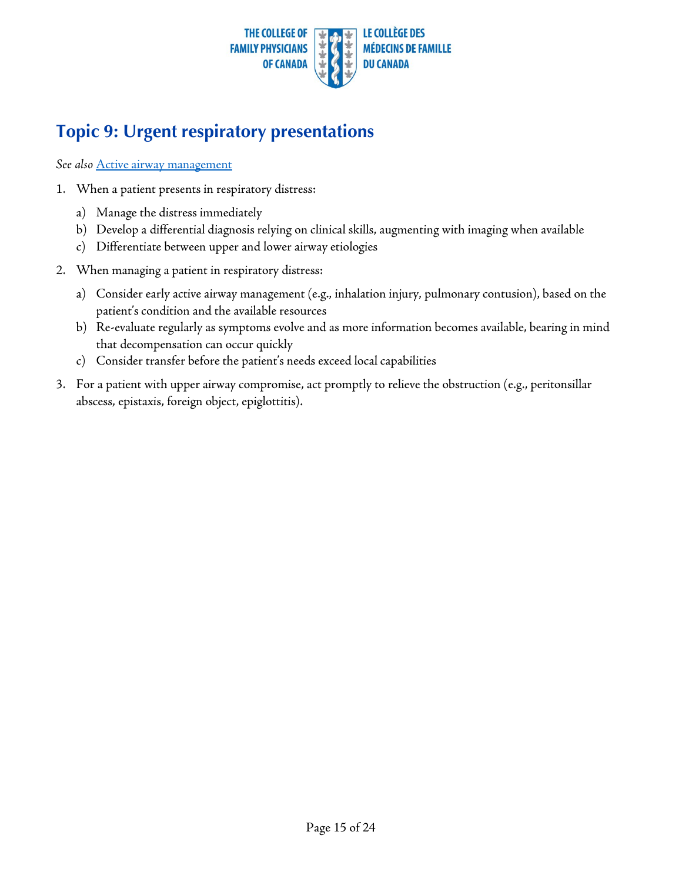## Topic 9: Urgent respiratory presentations

*See also* Active airway management

1. When a patient presents in respiratory distress:
   a) Manage the distress immediately
   b) Develop a differential diagnosis relying on clinical skills, augmenting with imaging when available
   c) Differentiate between upper and lower airway etiologies
2. When managing a patient in respiratory distress:
   a) Consider early active airway management (e.g., inhalation injury, pulmonary contusion), based on the patient's condition and the available resources
   b) Re-evaluate regularly as symptoms evolve and as more information becomes available, bearing in mind that decompensation can occur quickly
   c) Consider transfer before the patient's needs exceed local capabilities
3. For a patient with upper airway compromise, act promptly to relieve the obstruction (e.g., peritonsillar abscess, epistaxis, foreign object, epiglottitis).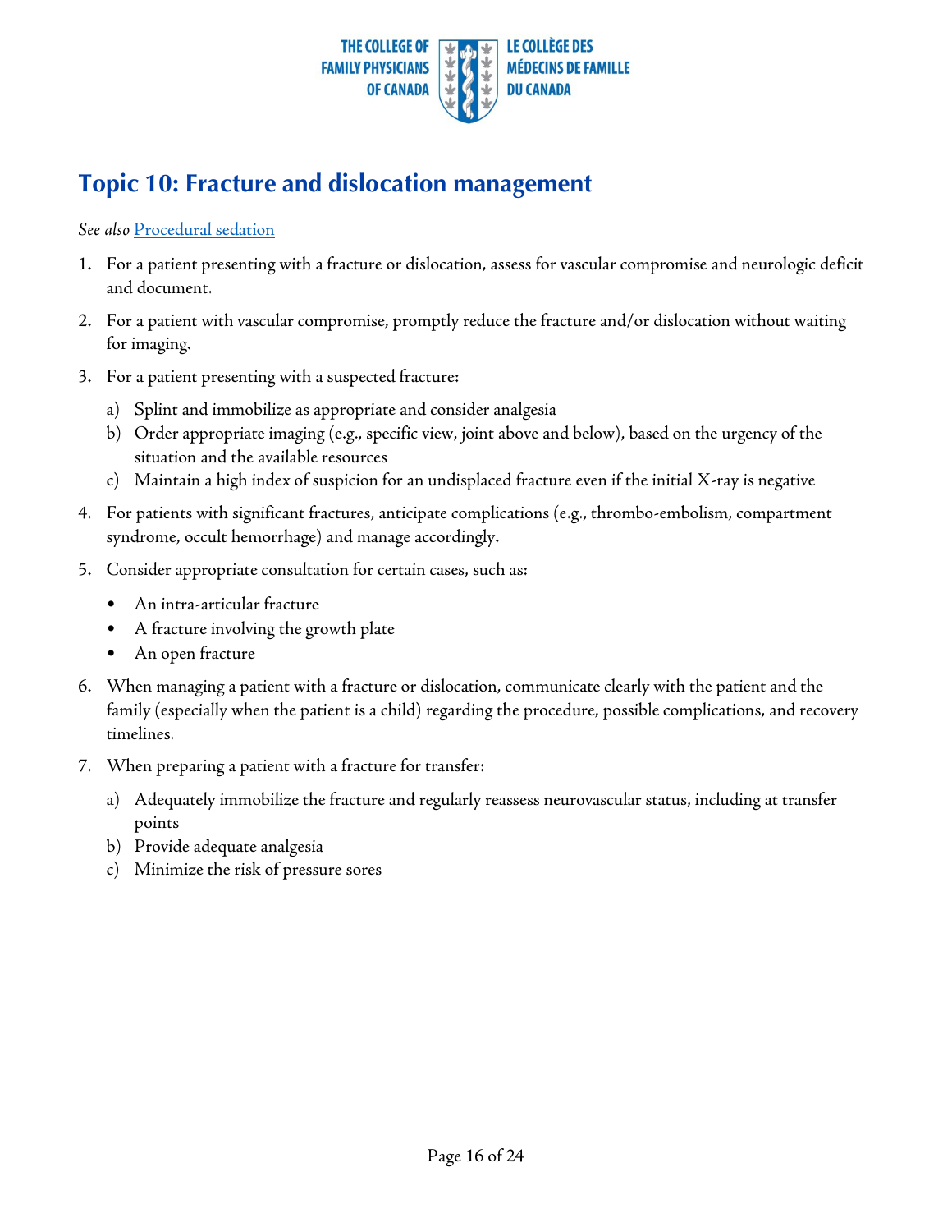## Topic 10: Fracture and dislocation management

*See also* [Procedural sedation]

1. For a patient presenting with a fracture or dislocation, assess for vascular compromise and neurologic deficit and document.
2. For a patient with vascular compromise, promptly reduce the fracture and/or dislocation without waiting for imaging.
3. For a patient presenting with a suspected fracture:
   a) Splint and immobilize as appropriate and consider analgesia
   b) Order appropriate imaging (e.g., specific view, joint above and below), based on the urgency of the situation and the available resources
   c) Maintain a high index of suspicion for an undisplaced fracture even if the initial X-ray is negative
4. For patients with significant fractures, anticipate complications (e.g., thrombo-embolism, compartment syndrome, occult hemorrhage) and manage accordingly.
5. Consider appropriate consultation for certain cases, such as:
   - An intra-articular fracture
   - A fracture involving the growth plate
   - An open fracture
6. When managing a patient with a fracture or dislocation, communicate clearly with the patient and the family (especially when the patient is a child) regarding the procedure, possible complications, and recovery timelines.
7. When preparing a patient with a fracture for transfer:
   a) Adequately immobilize the fracture and regularly reassess neurovascular status, including at transfer points
   b) Provide adequate analgesia
   c) Minimize the risk of pressure sores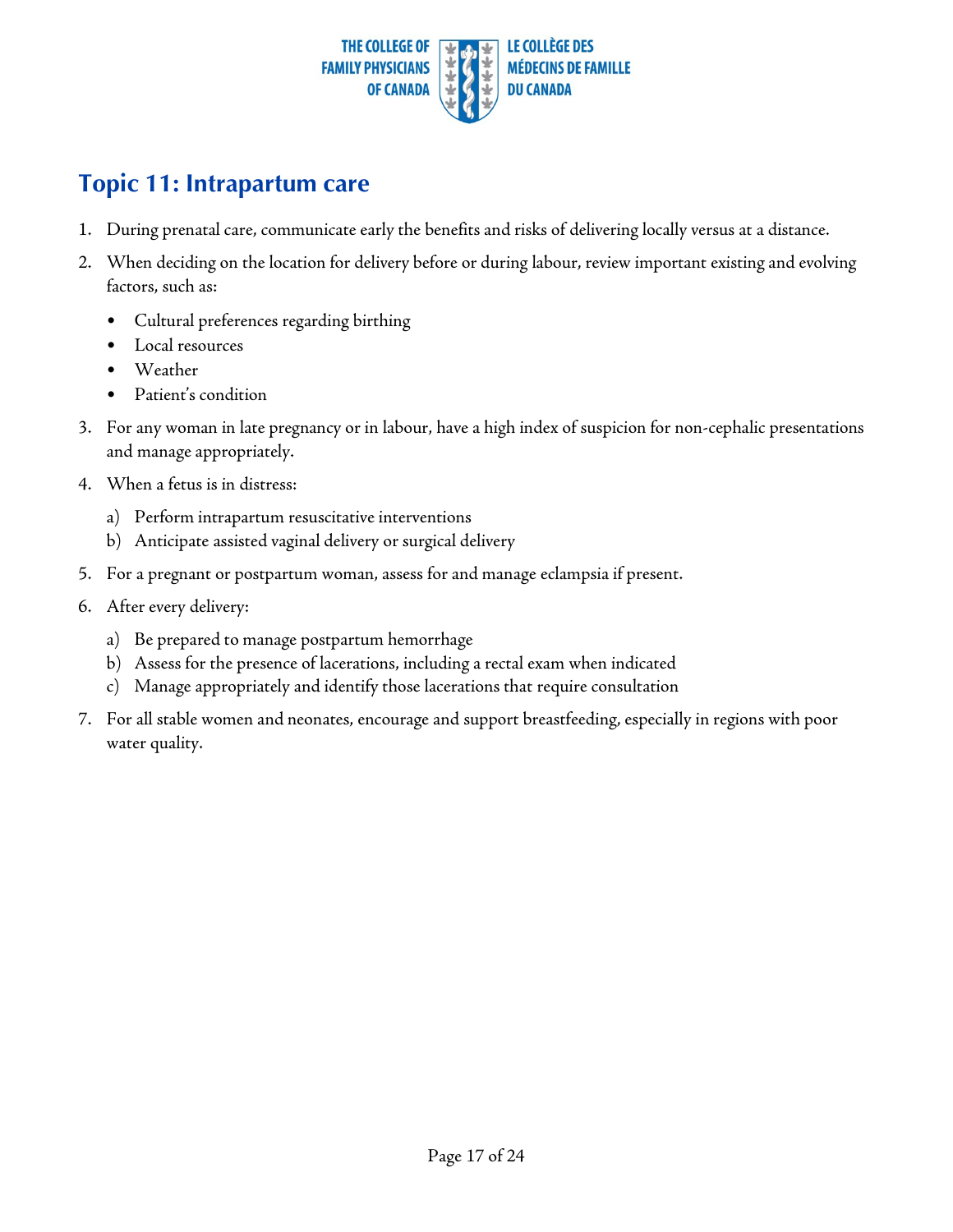## Topic 11: Intrapartum care

1. During prenatal care, communicate early the benefits and risks of delivering locally versus at a distance.
2. When deciding on the location for delivery before or during labour, review important existing and evolving factors, such as:
   - Cultural preferences regarding birthing
   - Local resources
   - Weather
   - Patient's condition
3. For any woman in late pregnancy or in labour, have a high index of suspicion for non-cephalic presentations and manage appropriately.
4. When a fetus is in distress:
   a) Perform intrapartum resuscitative interventions
   b) Anticipate assisted vaginal delivery or surgical delivery
5. For a pregnant or postpartum woman, assess for and manage eclampsia if present.
6. After every delivery:
   a) Be prepared to manage postpartum hemorrhage
   b) Assess for the presence of lacerations, including a rectal exam when indicated
   c) Manage appropriately and identify those lacerations that require consultation
7. For all stable women and neonates, encourage and support breastfeeding, especially in regions with poor water quality.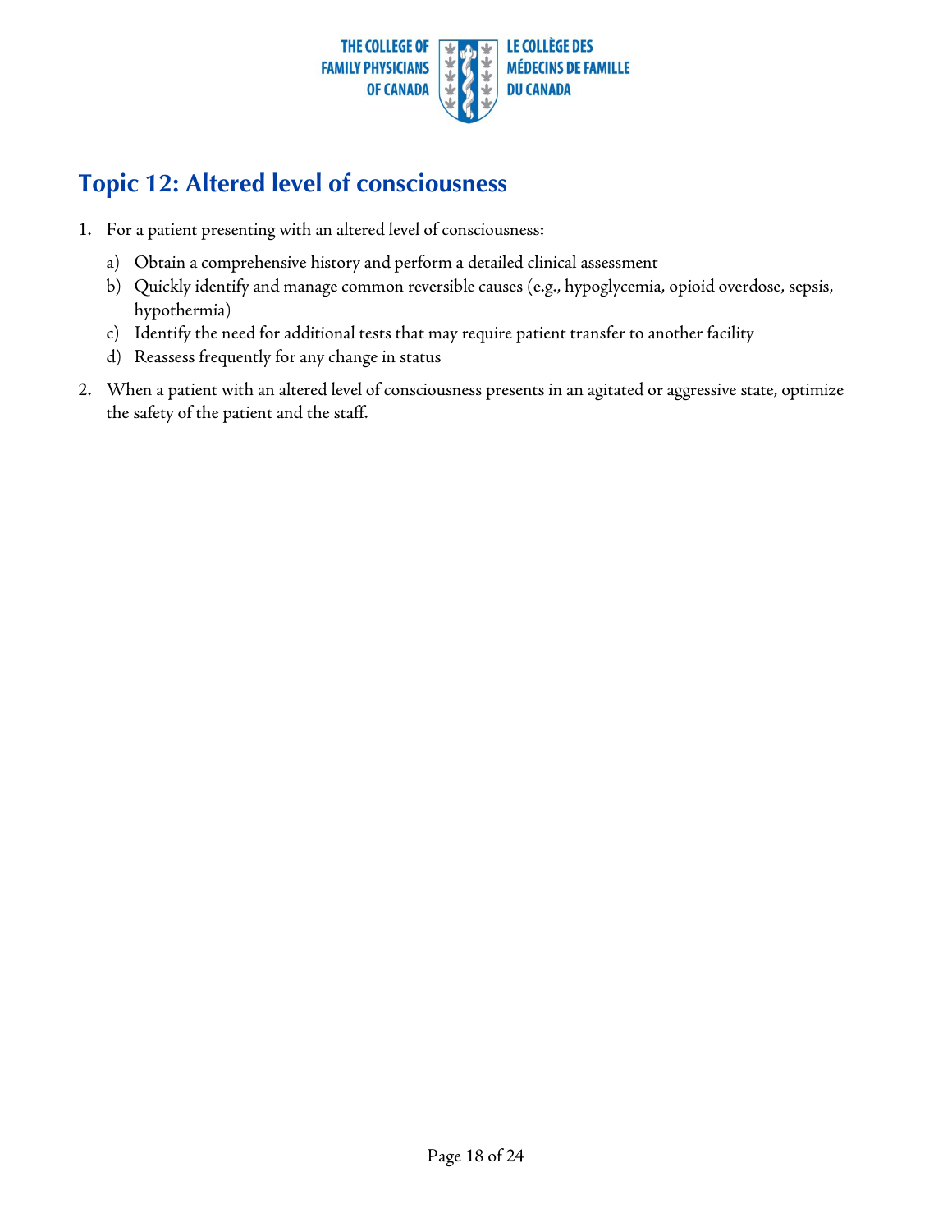## Topic 12: Altered level of consciousness

1. For a patient presenting with an altered level of consciousness:
   a) Obtain a comprehensive history and perform a detailed clinical assessment
   b) Quickly identify and manage common reversible causes (e.g., hypoglycemia, opioid overdose, sepsis, hypothermia)
   c) Identify the need for additional tests that may require patient transfer to another facility
   d) Reassess frequently for any change in status
2. When a patient with an altered level of consciousness presents in an agitated or aggressive state, optimize the safety of the patient and the staff.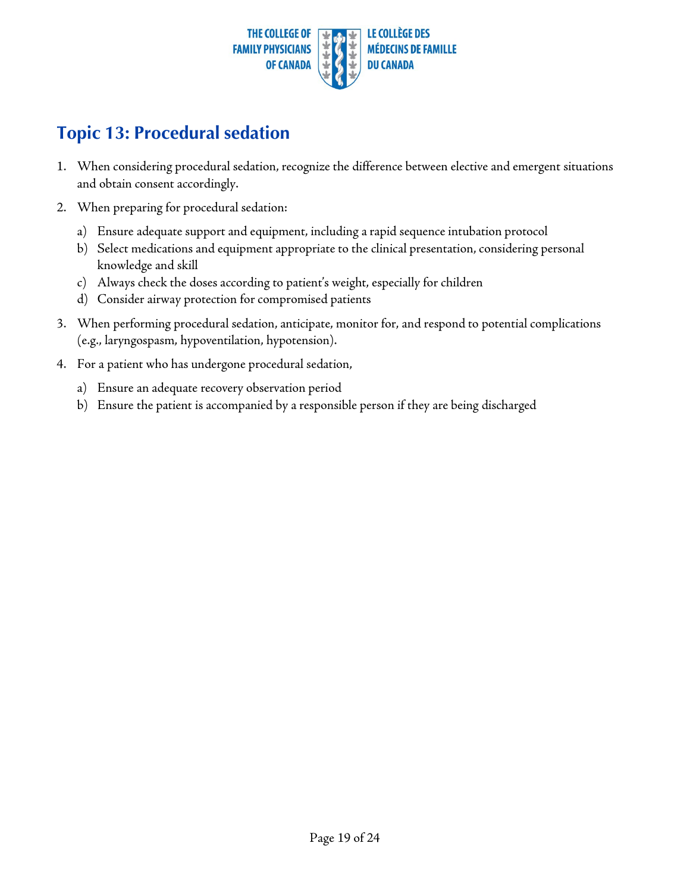# Topic 13: Procedural sedation

1. When considering procedural sedation, recognize the difference between elective and emergent situations and obtain consent accordingly.
2. When preparing for procedural sedation:
   a) Ensure adequate support and equipment, including a rapid sequence intubation protocol
   b) Select medications and equipment appropriate to the clinical presentation, considering personal knowledge and skill
   c) Always check the doses according to patient's weight, especially for children
   d) Consider airway protection for compromised patients
3. When performing procedural sedation, anticipate, monitor for, and respond to potential complications (e.g., laryngospasm, hypoventilation, hypotension).
4. For a patient who has undergone procedural sedation,
   a) Ensure an adequate recovery observation period
   b) Ensure the patient is accompanied by a responsible person if they are being discharged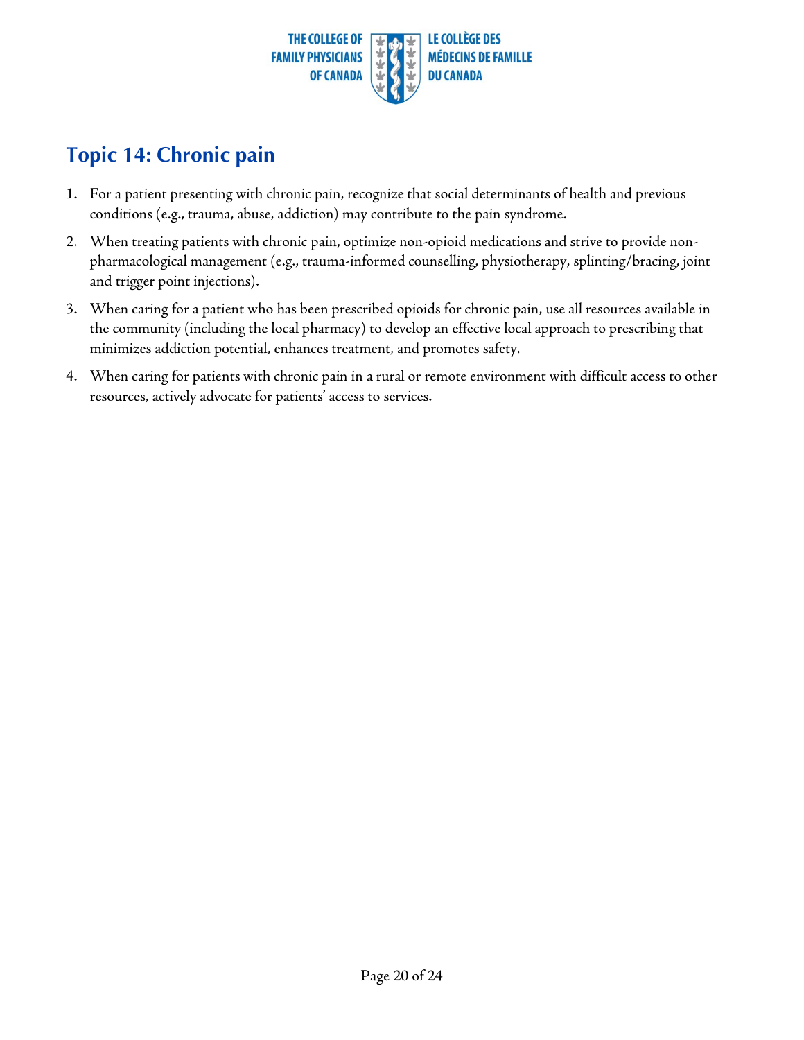## Topic 14: Chronic pain

1. For a patient presenting with chronic pain, recognize that social determinants of health and previous conditions (e.g., trauma, abuse, addiction) may contribute to the pain syndrome.
2. When treating patients with chronic pain, optimize non-opioid medications and strive to provide non-pharmacological management (e.g., trauma-informed counselling, physiotherapy, splinting/bracing, joint and trigger point injections).
3. When caring for a patient who has been prescribed opioids for chronic pain, use all resources available in the community (including the local pharmacy) to develop an effective local approach to prescribing that minimizes addiction potential, enhances treatment, and promotes safety.
4. When caring for patients with chronic pain in a rural or remote environment with difficult access to other resources, actively advocate for patients' access to services.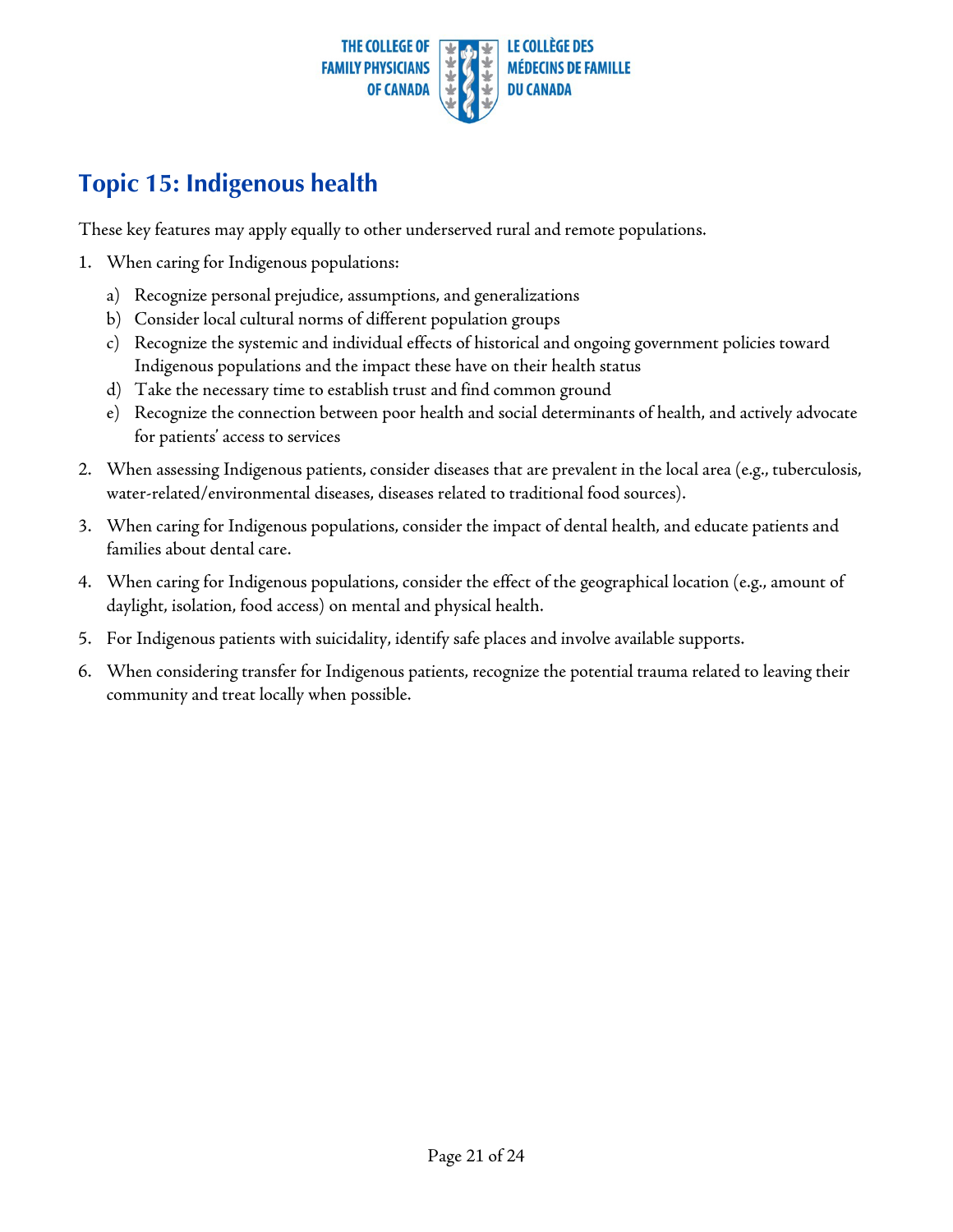# Topic 15: Indigenous health

These key features may apply equally to other underserved rural and remote populations.

1. When caring for Indigenous populations:
   a) Recognize personal prejudice, assumptions, and generalizations
   b) Consider local cultural norms of different population groups
   c) Recognize the systemic and individual effects of historical and ongoing government policies toward Indigenous populations and the impact these have on their health status
   d) Take the necessary time to establish trust and find common ground
   e) Recognize the connection between poor health and social determinants of health, and actively advocate for patients' access to services
2. When assessing Indigenous patients, consider diseases that are prevalent in the local area (e.g., tuberculosis, water-related/environmental diseases, diseases related to traditional food sources).
3. When caring for Indigenous populations, consider the impact of dental health, and educate patients and families about dental care.
4. When caring for Indigenous populations, consider the effect of the geographical location (e.g., amount of daylight, isolation, food access) on mental and physical health.
5. For Indigenous patients with suicidality, identify safe places and involve available supports.
6. When considering transfer for Indigenous patients, recognize the potential trauma related to leaving their community and treat locally when possible.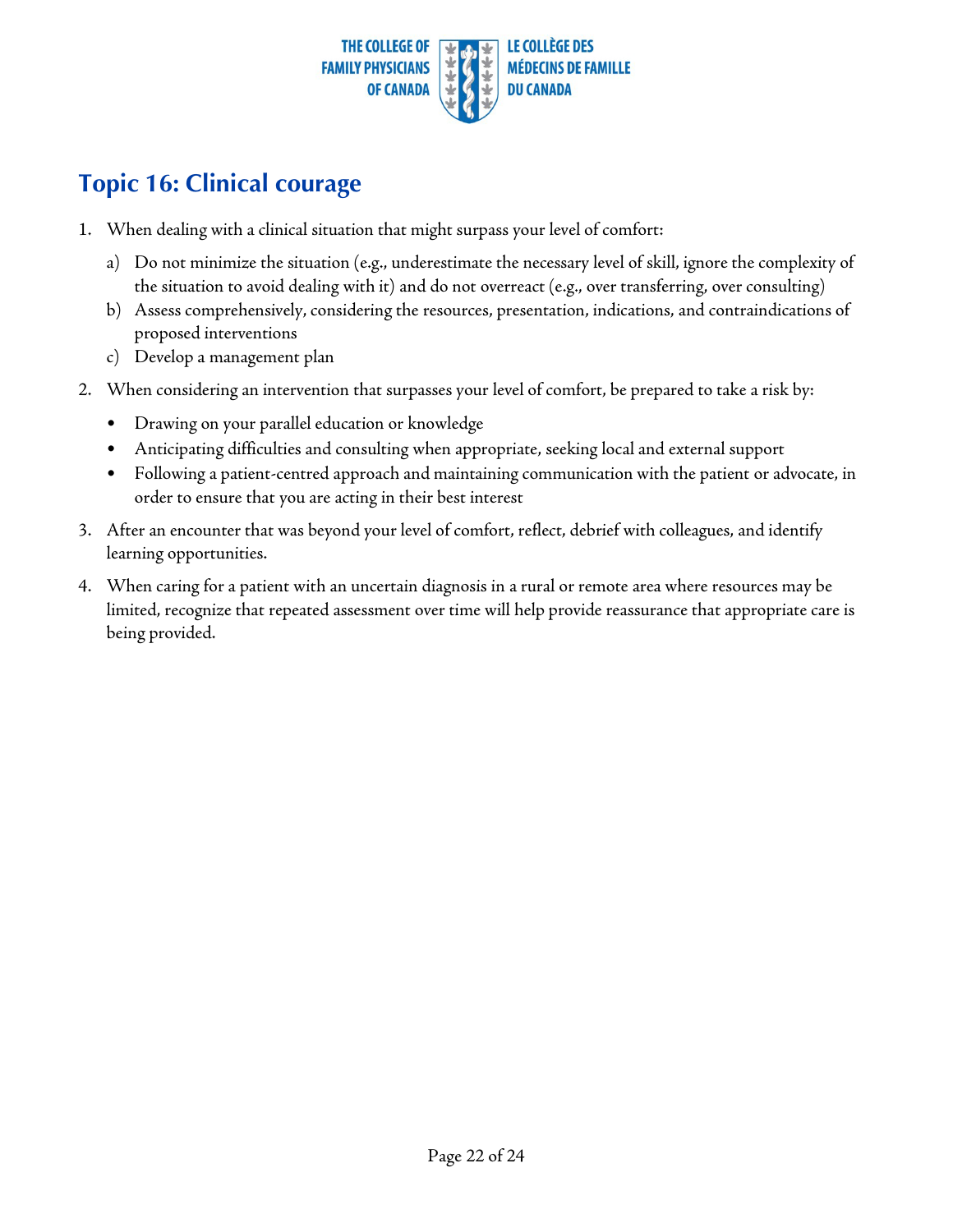# Topic 16: Clinical courage

1. When dealing with a clinical situation that might surpass your level of comfort:
   a) Do not minimize the situation (e.g., underestimate the necessary level of skill, ignore the complexity of the situation to avoid dealing with it) and do not overreact (e.g., over transferring, over consulting)
   b) Assess comprehensively, considering the resources, presentation, indications, and contraindications of proposed interventions
   c) Develop a management plan
2. When considering an intervention that surpasses your level of comfort, be prepared to take a risk by:
   - Drawing on your parallel education or knowledge
   - Anticipating difficulties and consulting when appropriate, seeking local and external support
   - Following a patient-centred approach and maintaining communication with the patient or advocate, in order to ensure that you are acting in their best interest
3. After an encounter that was beyond your level of comfort, reflect, debrief with colleagues, and identify learning opportunities.
4. When caring for a patient with an uncertain diagnosis in a rural or remote area where resources may be limited, recognize that repeated assessment over time will help provide reassurance that appropriate care is being provided.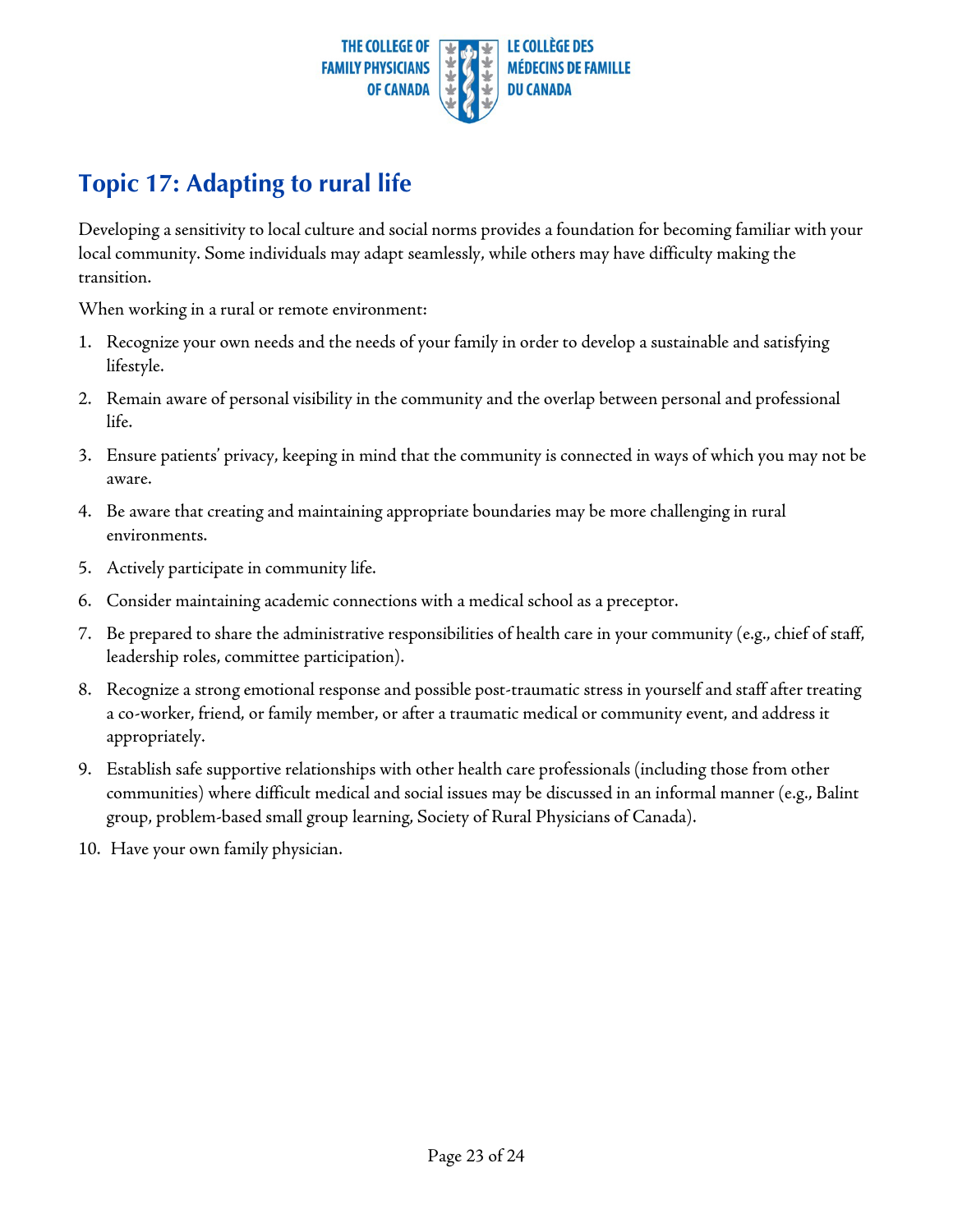## Topic 17: Adapting to rural life

Developing a sensitivity to local culture and social norms provides a foundation for becoming familiar with your local community. Some individuals may adapt seamlessly, while others may have difficulty making the transition.

When working in a rural or remote environment:

1. Recognize your own needs and the needs of your family in order to develop a sustainable and satisfying lifestyle.
2. Remain aware of personal visibility in the community and the overlap between personal and professional life.
3. Ensure patients' privacy, keeping in mind that the community is connected in ways of which you may not be aware.
4. Be aware that creating and maintaining appropriate boundaries may be more challenging in rural environments.
5. Actively participate in community life.
6. Consider maintaining academic connections with a medical school as a preceptor.
7. Be prepared to share the administrative responsibilities of health care in your community (e.g., chief of staff, leadership roles, committee participation).
8. Recognize a strong emotional response and possible post-traumatic stress in yourself and staff after treating a co-worker, friend, or family member, or after a traumatic medical or community event, and address it appropriately.
9. Establish safe supportive relationships with other health care professionals (including those from other communities) where difficult medical and social issues may be discussed in an informal manner (e.g., Balint group, problem-based small group learning, Society of Rural Physicians of Canada).
10. Have your own family physician.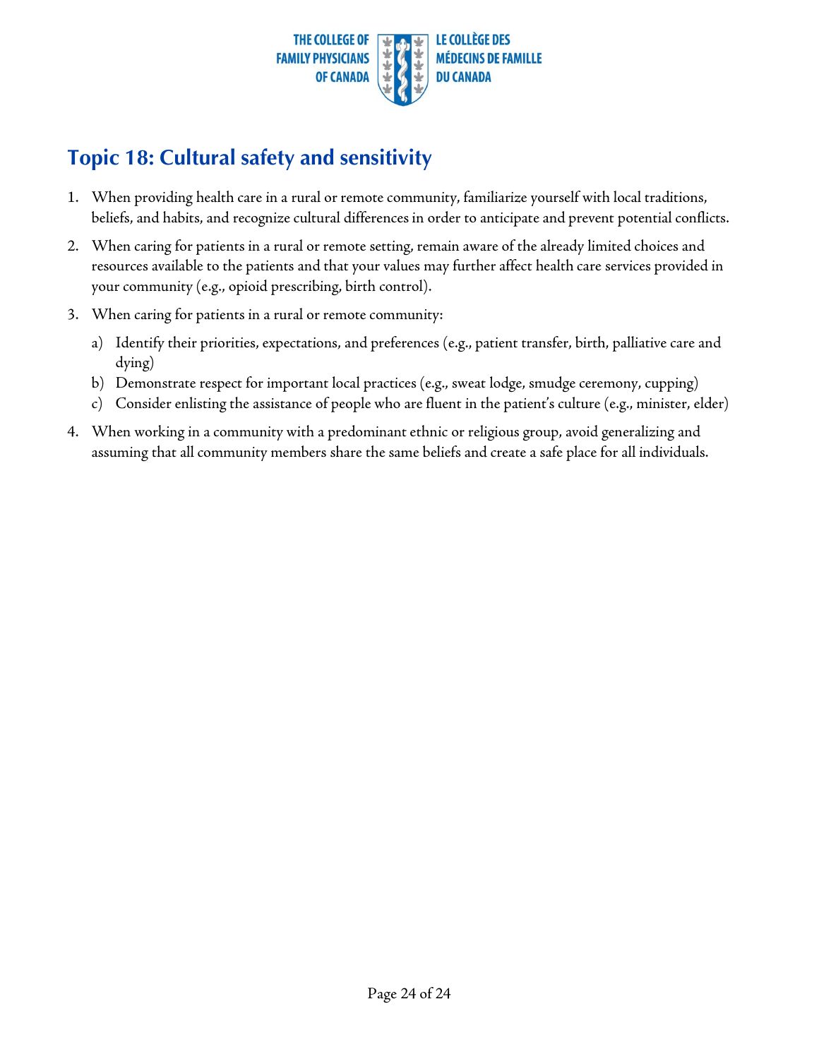## Topic 18: Cultural safety and sensitivity

1. When providing health care in a rural or remote community, familiarize yourself with local traditions, beliefs, and habits, and recognize cultural differences in order to anticipate and prevent potential conflicts.
2. When caring for patients in a rural or remote setting, remain aware of the already limited choices and resources available to the patients and that your values may further affect health care services provided in your community (e.g., opioid prescribing, birth control).
3. When caring for patients in a rural or remote community:
   a) Identify their priorities, expectations, and preferences (e.g., patient transfer, birth, palliative care and dying)
   b) Demonstrate respect for important local practices (e.g., sweat lodge, smudge ceremony, cupping)
   c) Consider enlisting the assistance of people who are fluent in the patient's culture (e.g., minister, elder)
4. When working in a community with a predominant ethnic or religious group, avoid generalizing and assuming that all community members share the same beliefs and create a safe place for all individuals.